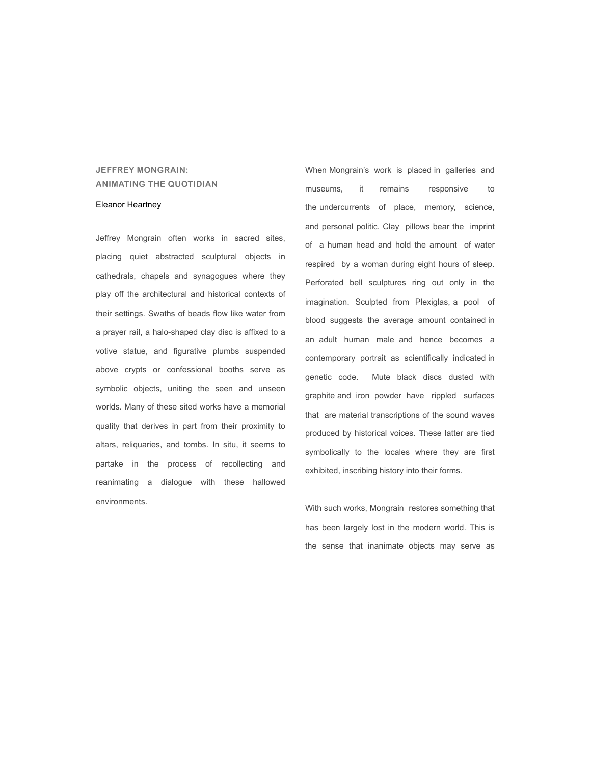## JEFFREY MONGRAIN: ANIMATING THE QUOTIDIAN

Eleanor Heartney

Jeffrey Mongrain often works in sacred sites, placing quiet abstracted sculptural objects in cathedrals, chapels and synagogues where they play off the architectural and historical contexts of their settings. Swaths of beads flow like water from a prayer rail, a halo-shaped clay disc is affixed to a votive statue, and figurative plumbs suspended above crypts or confessional booths serve as symbolic objects, uniting the seen and unseen worlds. Many of these sited works have a memorial quality that derives in part from their proximity to altars, reliquaries, and tombs. In situ, it seems to partake in the process of recollecting and reanimating a dialogue with these hallowed environments.

When Mongrain's work is placed in galleries and museums, it remains responsive to the undercurrents of place, memory, science, and personal politic. Clay pillows bear the imprint of a human head and hold the amount of water respired by a woman during eight hours of sleep. Perforated bell sculptures ring out only in the imagination. Sculpted from Plexiglas, a pool of blood suggests the average amount contained in an adult human male and hence becomes a contemporary portrait as scientifically indicated in genetic code. Mute black discs dusted with graphite and iron powder have rippled surfaces that are material transcriptions of the sound waves produced by historical voices. These latter are tied symbolically to the locales where they are first exhibited, inscribing history into their forms.

With such works, Mongrain restores something that has been largely lost in the modern world. This is the sense that inanimate objects may serve as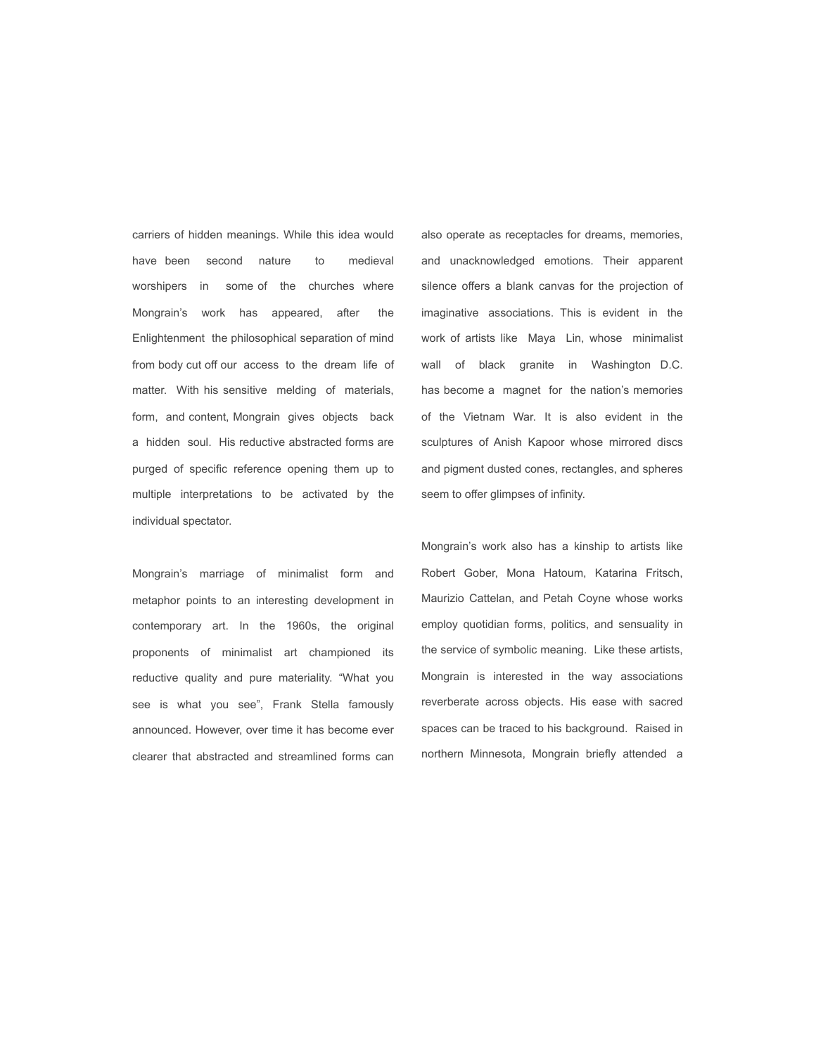carriers of hidden meanings. While this idea would have been second nature to medieval worshipers in some of the churches where Mongrain's work has appeared, after the Enlightenment the philosophical separation of mind from body cut off our access to the dream life of matter. With his sensitive melding of materials, form, and content, Mongrain gives objects back a hidden soul. His reductive abstracted forms are purged of specific reference opening them up to multiple interpretations to be activated by the individual spectator.

Mongrain's marriage of minimalist form and metaphor points to an interesting development in contemporary art. In the 1960s, the original proponents of minimalist art championed its reductive quality and pure materiality. "What you see is what you see", Frank Stella famously announced. However, over time it has become ever clearer that abstracted and streamlined forms can also operate as receptacles for dreams, memories, and unacknowledged emotions. Their apparent silence offers a blank canvas for the projection of imaginative associations. This is evident in the work of artists like Maya Lin, whose minimalist wall of black granite in Washington D.C. has become a magnet for the nation's memories of the Vietnam War. It is also evident in the sculptures of Anish Kapoor whose mirrored discs and pigment dusted cones, rectangles, and spheres seem to offer glimpses of infinity.

Mongrain's work also has a kinship to artists like Robert Gober, Mona Hatoum, Katarina Fritsch, Maurizio Cattelan, and Petah Coyne whose works employ quotidian forms, politics, and sensuality in the service of symbolic meaning. Like these artists, Mongrain is interested in the way associations reverberate across objects. His ease with sacred spaces can be traced to his background. Raised in northern Minnesota, Mongrain briefly attended a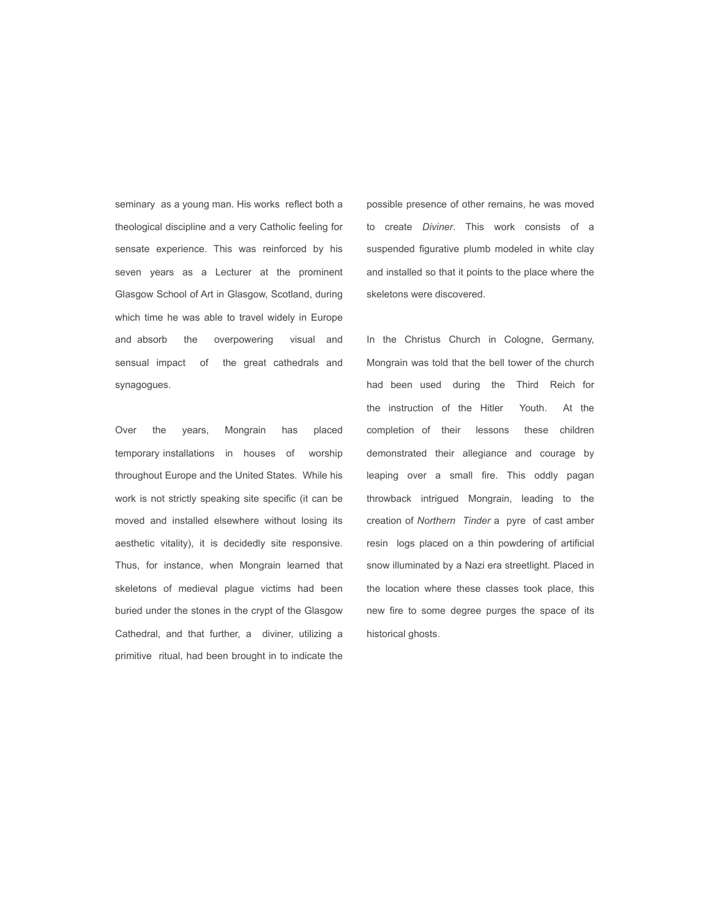seminary as a young man. His works reflect both a theological discipline and a very Catholic feeling for sensate experience. This was reinforced by his seven years as a Lecturer at the prominent Glasgow School of Art in Glasgow, Scotland, during which time he was able to travel widely in Europe and absorb the overpowering visual and sensual impact of the great cathedrals and synagogues.

Over the years, Mongrain has placed temporary installations in houses of worship throughout Europe and the United States. While his work is not strictly speaking site specific (it can be moved and installed elsewhere without losing its aesthetic vitality), it is decidedly site responsive. Thus, for instance, when Mongrain learned that skeletons of medieval plague victims had been buried under the stones in the crypt of the Glasgow Cathedral, and that further, a diviner, utilizing a primitive ritual, had been brought in to indicate the possible presence of other remains, he was moved to create *Diviner*. This work consists of a suspended figurative plumb modeled in white clay and installed so that it points to the place where the skeletons were discovered.

In the Christus Church in Cologne, Germany, Mongrain was told that the bell tower of the church had been used during the Third Reich for the instruction of the Hitler Youth. At the completion of their lessons these children demonstrated their allegiance and courage by leaping over a small fire. This oddly pagan throwback intrigued Mongrain, leading to the creation of *Northern Tinder* a pyre of cast amber resin logs placed on a thin powdering of artificial snow illuminated by a Nazi era streetlight. Placed in the location where these classes took place, this new fire to some degree purges the space of its historical ghosts.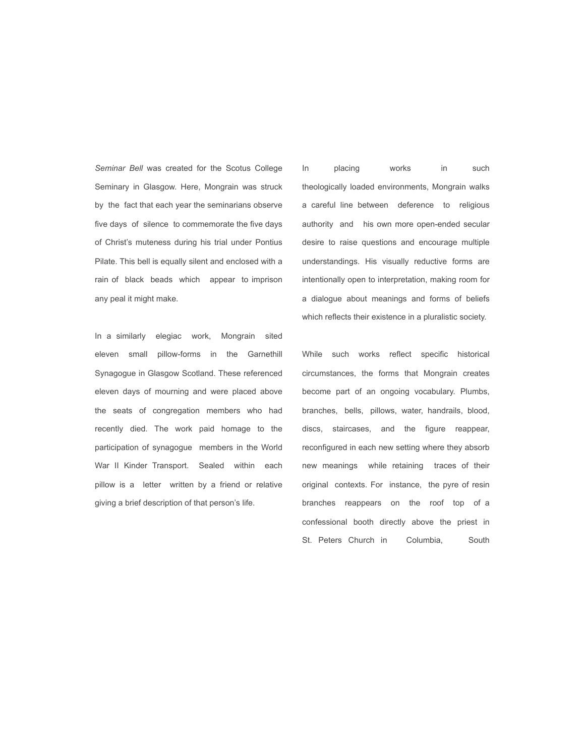*Seminar Bell* was created for the Scotus College Seminary in Glasgow. Here, Mongrain was struck by the fact that each year the seminarians observe five days of silence to commemorate the five days of Christ's muteness during his trial under Pontius Pilate. This bell is equally silent and enclosed with a rain of black beads which appear to imprison any peal it might make.

In a similarly elegiac work, Mongrain sited eleven small pillow-forms in the Garnethill Synagogue in Glasgow Scotland. These referenced eleven days of mourning and were placed above the seats of congregation members who had recently died. The work paid homage to the participation of synagogue members in the World War II Kinder Transport. Sealed within each pillow is a letter written by a friend or relative giving a brief description of that person's life.

In placing works in such theologically loaded environments, Mongrain walks a careful line between deference to religious authority and his own more open-ended secular desire to raise questions and encourage multiple understandings. His visually reductive forms are intentionally open to interpretation, making room for a dialogue about meanings and forms of beliefs which reflects their existence in a pluralistic society.

While such works reflect specific historical circumstances, the forms that Mongrain creates become part of an ongoing vocabulary. Plumbs, branches, bells, pillows, water, handrails, blood, discs, staircases, and the figure reappear, reconfigured in each new setting where they absorb new meanings while retaining traces of their original contexts. For instance, the pyre of resin branches reappears on the roof top of a confessional booth directly above the priest in St. Peters Church in Columbia, South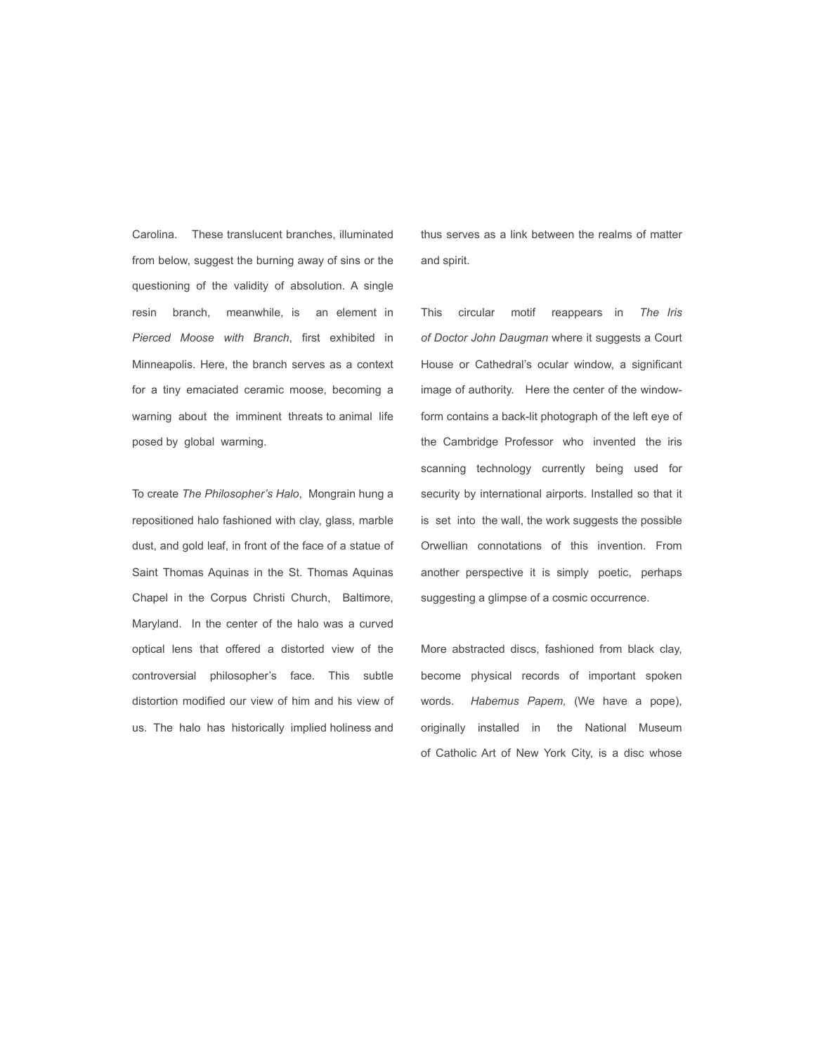Carolina. These translucent branches, illuminated from below, suggest the burning away of sins or the questioning of the validity of absolution. A single resin branch, meanwhile, is an element in *Pierced Moose with Branch*, first exhibited in Minneapolis. Here, the branch serves as a context for a tiny emaciated ceramic moose, becoming a warning about the imminent threats to animal life posed by global warming.

To create *The Philosopher's Halo*, Mongrain hung a repositioned halo fashioned with clay, glass, marble dust, and gold leaf, in front of the face of a statue of Saint Thomas Aquinas in the St. Thomas Aquinas Chapel in the Corpus Christi Church, Baltimore, Maryland. In the center of the halo was a curved optical lens that offered a distorted view of the controversial philosopher's face. This subtle distortion modified our view of him and his view of us. The halo has historically implied holiness and thus serves as a link between the realms of matter and spirit.

This circular motif reappears in *The Iris of Doctor John Daugman* where it suggests a Court House or Cathedral's ocular window, a significant image of authority. Here the center of the window-form contains a back-lit photograph of the left eye of the Cambridge Professor who invented the iris scanning technology currently being used for security by international airports. Installed so that it is set into the wall, the work suggests the possible Orwellian connotations of this invention. From another perspective it is simply poetic, perhaps suggesting a glimpse of a cosmic occurrence.

More abstracted discs, fashioned from black clay, become physical records of important spoken words. *Habemus Papem,* (We have a pope), originally installed in the National Museum of Catholic Art of New York City, is a disc whose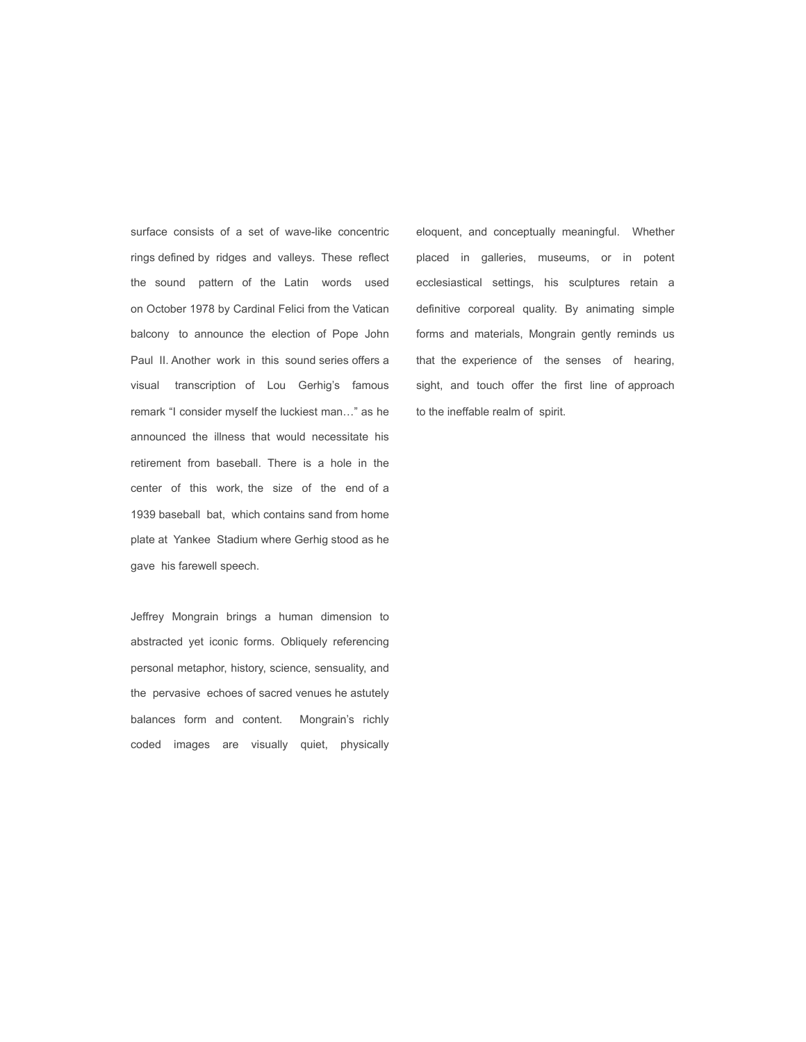surface consists of a set of wave-like concentric rings defined by ridges and valleys. These reflect the sound pattern of the Latin words used on October 1978 by Cardinal Felici from the Vatican balcony to announce the election of Pope John Paul II. Another work in this sound series offers a visual transcription of Lou Gerhig's famous remark "I consider myself the luckiest man…" as he announced the illness that would necessitate his retirement from baseball. There is a hole in the center of this work, the size of the end of a 1939 baseball bat, which contains sand from home plate at Yankee Stadium where Gerhig stood as he gave his farewell speech.

Jeffrey Mongrain brings a human dimension to abstracted yet iconic forms. Obliquely referencing personal metaphor, history, science, sensuality, and the pervasive echoes of sacred venues he astutely balances form and content. Mongrain's richly coded images are visually quiet, physically eloquent, and conceptually meaningful. Whether placed in galleries, museums, or in potent ecclesiastical settings, his sculptures retain a definitive corporeal quality. By animating simple forms and materials, Mongrain gently reminds us that the experience of the senses of hearing, sight, and touch offer the first line of approach to the ineffable realm of spirit.